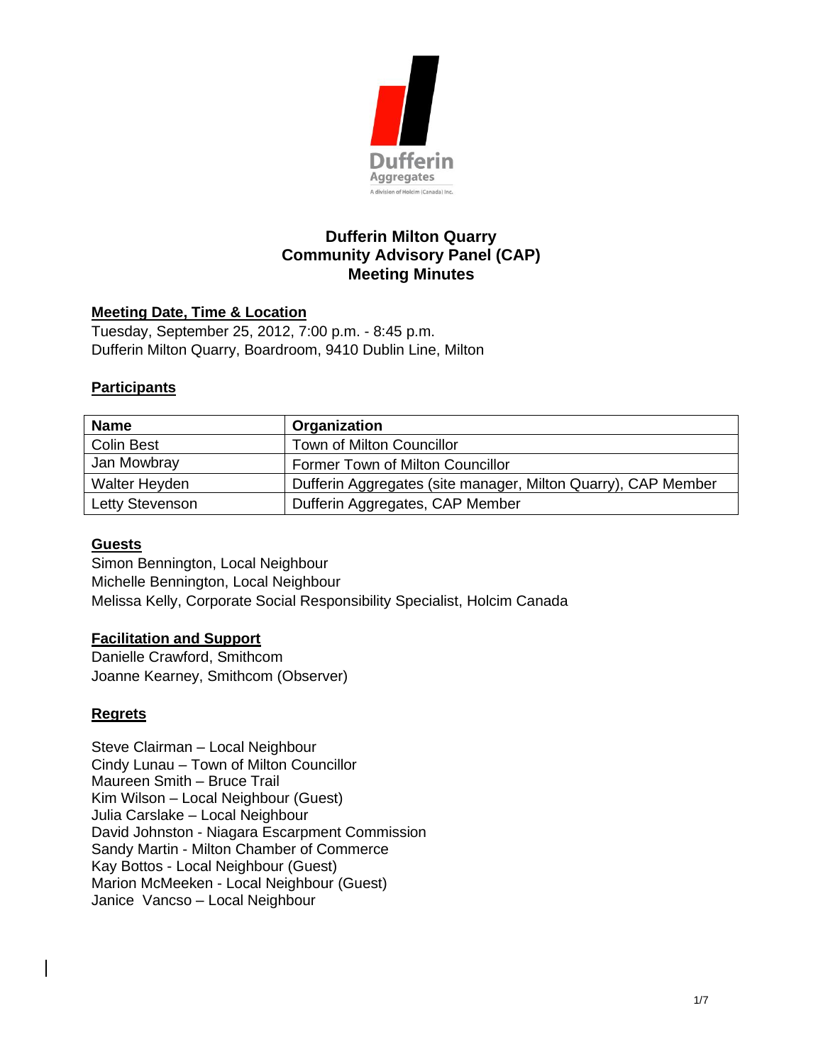# Dufferin Milton Quarry
# Community Advisory Panel (CAP)
# Meeting Minutes

## Meeting Date, Time & Location

Tuesday, September 25, 2012, 7:00 p.m. - 8:45 p.m.
Dufferin Milton Quarry, Boardroom, 9410 Dublin Line, Milton

## Participants

| Name | Organization |
|---|---|
| Colin Best | Town of Milton Councillor |
| Jan Mowbray | Former Town of Milton Councillor |
| Walter Heyden | Dufferin Aggregates (site manager, Milton Quarry), CAP Member |
| Letty Stevenson | Dufferin Aggregates, CAP Member |

## Guests

Simon Bennington, Local Neighbour
Michelle Bennington, Local Neighbour
Melissa Kelly, Corporate Social Responsibility Specialist, Holcim Canada

## Facilitation and Support

Danielle Crawford, Smithcom
Joanne Kearney, Smithcom (Observer)

## Regrets

Steve Clairman – Local Neighbour
Cindy Lunau – Town of Milton Councillor
Maureen Smith – Bruce Trail
Kim Wilson – Local Neighbour (Guest)
Julia Carslake – Local Neighbour
David Johnston - Niagara Escarpment Commission
Sandy Martin - Milton Chamber of Commerce
Kay Bottos - Local Neighbour (Guest)
Marion McMeeken - Local Neighbour (Guest)
Janice Vancso – Local Neighbour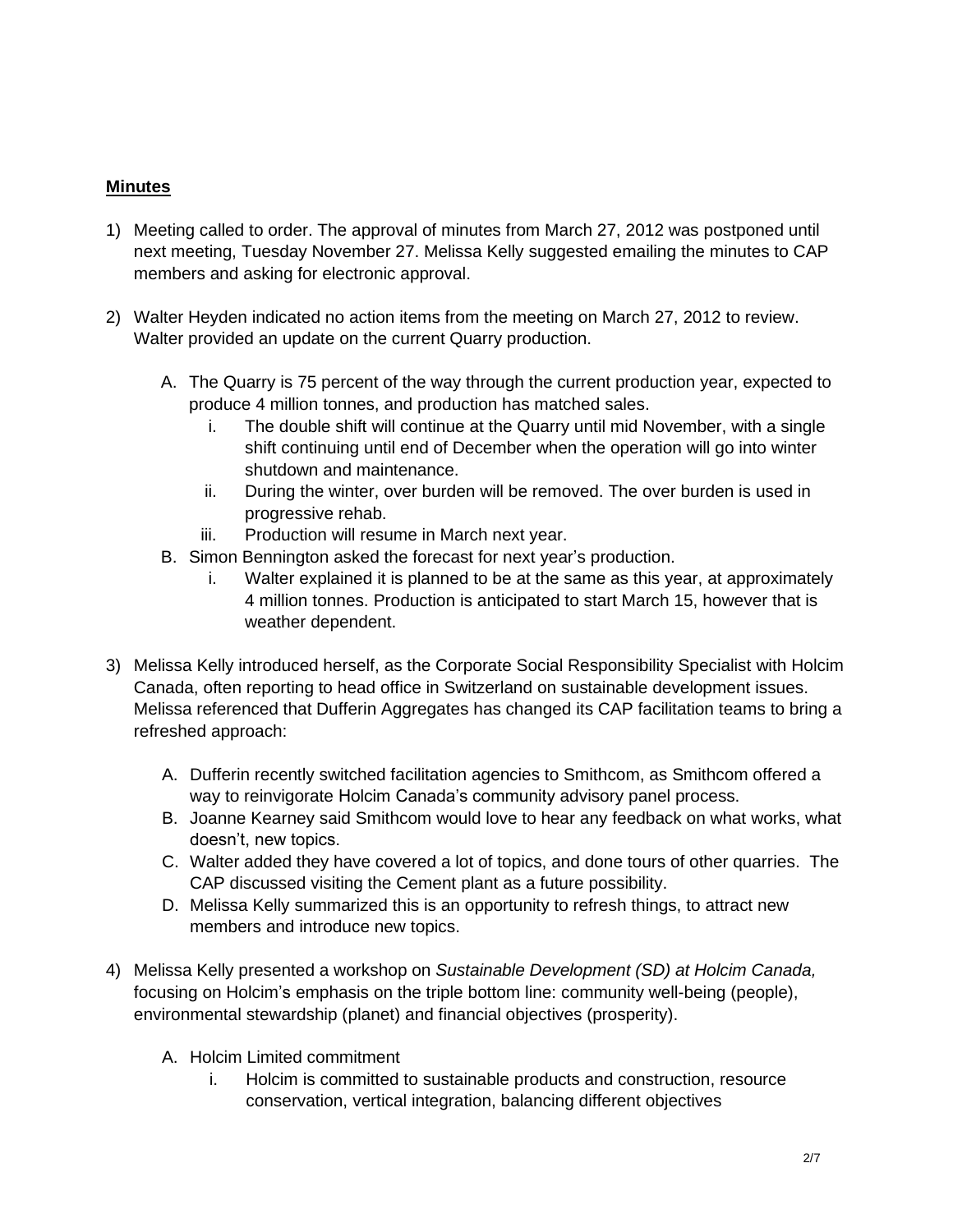**Minutes**

1) Meeting called to order. The approval of minutes from March 27, 2012 was postponed until next meeting, Tuesday November 27. Melissa Kelly suggested emailing the minutes to CAP members and asking for electronic approval.

2) Walter Heyden indicated no action items from the meeting on March 27, 2012 to review. Walter provided an update on the current Quarry production.

   A. The Quarry is 75 percent of the way through the current production year, expected to produce 4 million tonnes, and production has matched sales.
      i. The double shift will continue at the Quarry until mid November, with a single shift continuing until end of December when the operation will go into winter shutdown and maintenance.
      ii. During the winter, over burden will be removed. The over burden is used in progressive rehab.
      iii. Production will resume in March next year.

   B. Simon Bennington asked the forecast for next year's production.
      i. Walter explained it is planned to be at the same as this year, at approximately 4 million tonnes. Production is anticipated to start March 15, however that is weather dependent.

3) Melissa Kelly introduced herself, as the Corporate Social Responsibility Specialist with Holcim Canada, often reporting to head office in Switzerland on sustainable development issues. Melissa referenced that Dufferin Aggregates has changed its CAP facilitation teams to bring a refreshed approach:

   A. Dufferin recently switched facilitation agencies to Smithcom, as Smithcom offered a way to reinvigorate Holcim Canada's community advisory panel process.
   B. Joanne Kearney said Smithcom would love to hear any feedback on what works, what doesn't, new topics.
   C. Walter added they have covered a lot of topics, and done tours of other quarries. The CAP discussed visiting the Cement plant as a future possibility.
   D. Melissa Kelly summarized this is an opportunity to refresh things, to attract new members and introduce new topics.

4) Melissa Kelly presented a workshop on *Sustainable Development (SD) at Holcim Canada,* focusing on Holcim's emphasis on the triple bottom line: community well-being (people), environmental stewardship (planet) and financial objectives (prosperity).

   A. Holcim Limited commitment
      i. Holcim is committed to sustainable products and construction, resource conservation, vertical integration, balancing different objectives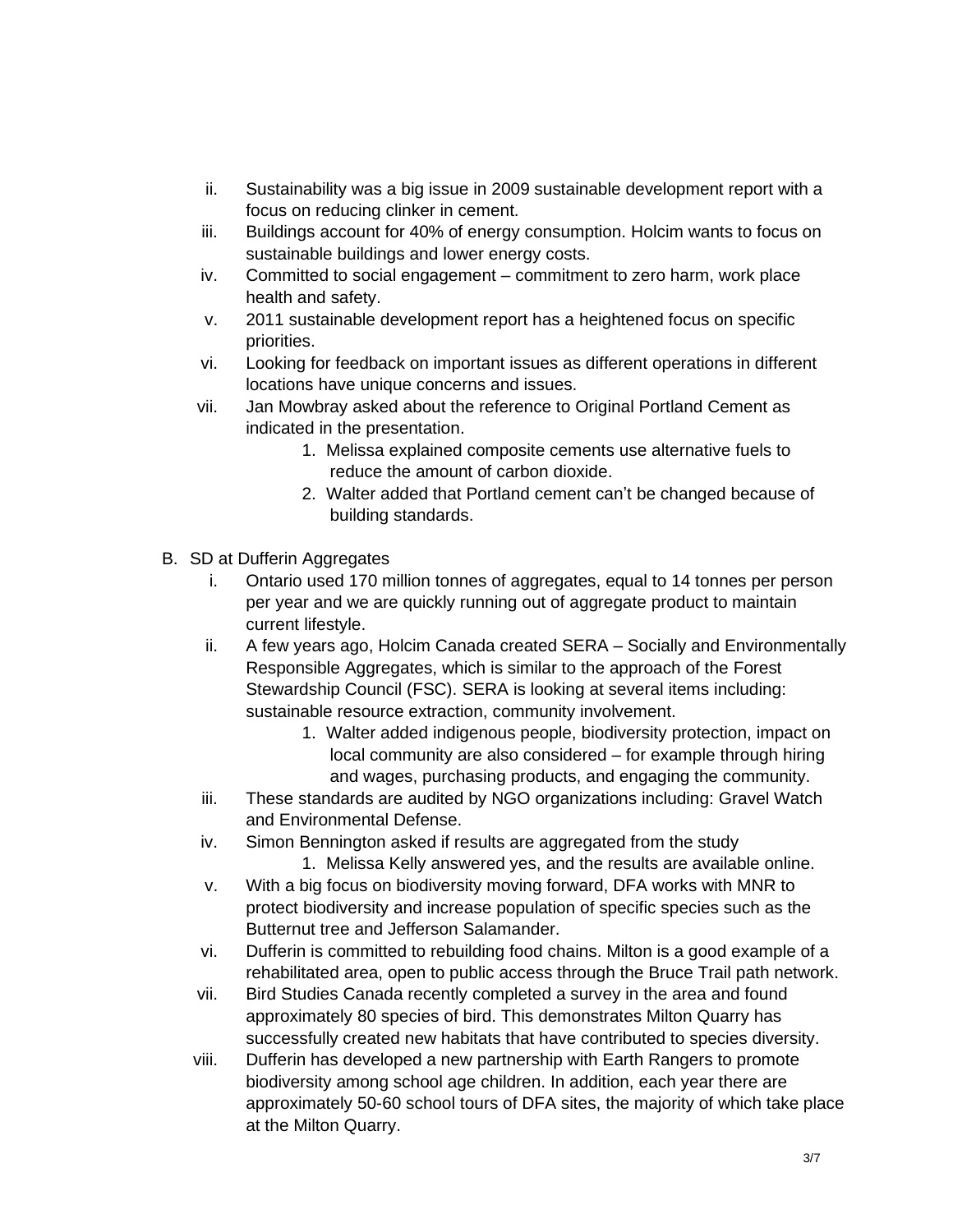ii. Sustainability was a big issue in 2009 sustainable development report with a focus on reducing clinker in cement.

iii. Buildings account for 40% of energy consumption. Holcim wants to focus on sustainable buildings and lower energy costs.

iv. Committed to social engagement – commitment to zero harm, work place health and safety.

v. 2011 sustainable development report has a heightened focus on specific priorities.

vi. Looking for feedback on important issues as different operations in different locations have unique concerns and issues.

vii. Jan Mowbray asked about the reference to Original Portland Cement as indicated in the presentation.

   1. Melissa explained composite cements use alternative fuels to reduce the amount of carbon dioxide.
   2. Walter added that Portland cement can't be changed because of building standards.

B. SD at Dufferin Aggregates

i. Ontario used 170 million tonnes of aggregates, equal to 14 tonnes per person per year and we are quickly running out of aggregate product to maintain current lifestyle.

ii. A few years ago, Holcim Canada created SERA – Socially and Environmentally Responsible Aggregates, which is similar to the approach of the Forest Stewardship Council (FSC). SERA is looking at several items including: sustainable resource extraction, community involvement.

   1. Walter added indigenous people, biodiversity protection, impact on local community are also considered – for example through hiring and wages, purchasing products, and engaging the community.

iii. These standards are audited by NGO organizations including: Gravel Watch and Environmental Defense.

iv. Simon Bennington asked if results are aggregated from the study

   1. Melissa Kelly answered yes, and the results are available online.

v. With a big focus on biodiversity moving forward, DFA works with MNR to protect biodiversity and increase population of specific species such as the Butternut tree and Jefferson Salamander.

vi. Dufferin is committed to rebuilding food chains. Milton is a good example of a rehabilitated area, open to public access through the Bruce Trail path network.

vii. Bird Studies Canada recently completed a survey in the area and found approximately 80 species of bird. This demonstrates Milton Quarry has successfully created new habitats that have contributed to species diversity.

viii. Dufferin has developed a new partnership with Earth Rangers to promote biodiversity among school age children. In addition, each year there are approximately 50-60 school tours of DFA sites, the majority of which take place at the Milton Quarry.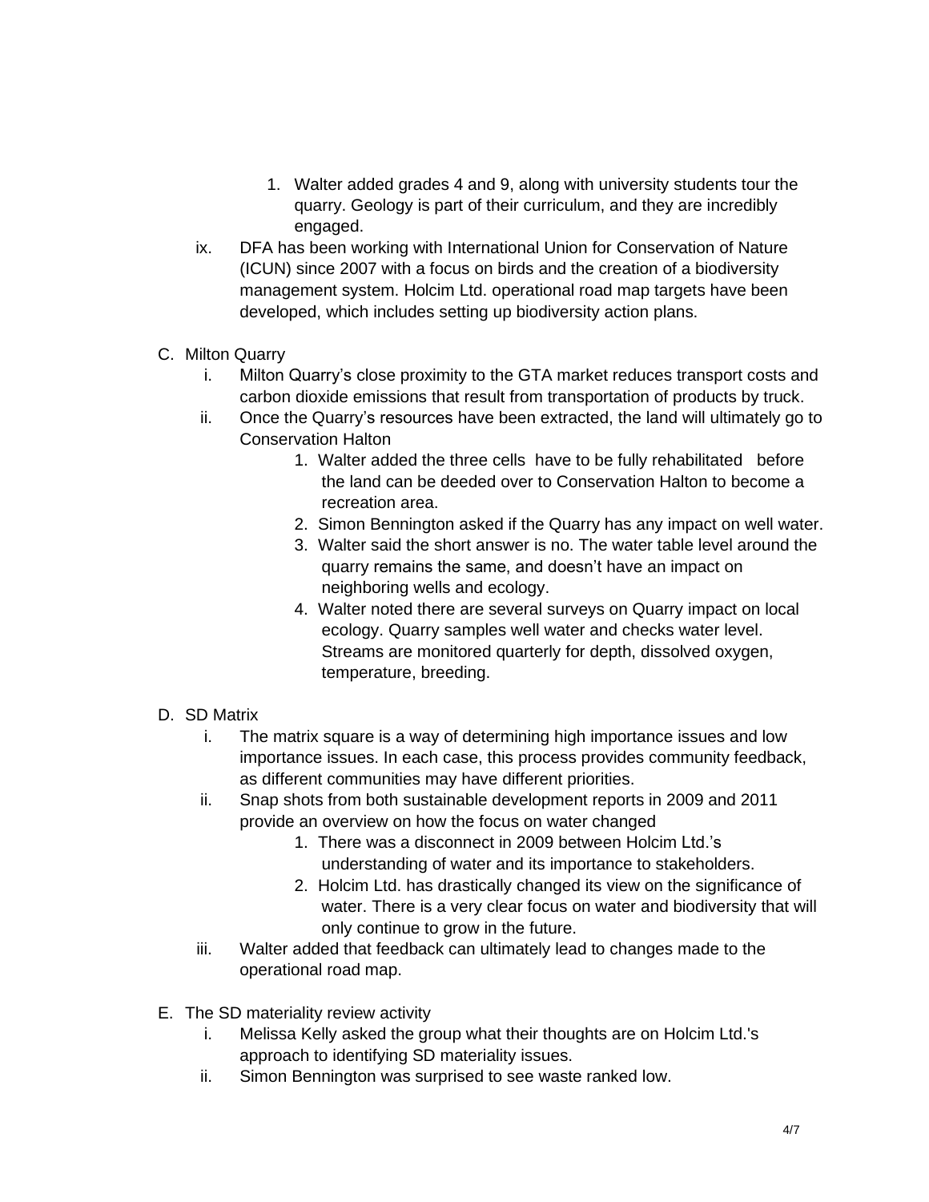1. Walter added grades 4 and 9, along with university students tour the quarry. Geology is part of their curriculum, and they are incredibly engaged.

ix. DFA has been working with International Union for Conservation of Nature (ICUN) since 2007 with a focus on birds and the creation of a biodiversity management system. Holcim Ltd. operational road map targets have been developed, which includes setting up biodiversity action plans.

C. Milton Quarry

i. Milton Quarry's close proximity to the GTA market reduces transport costs and carbon dioxide emissions that result from transportation of products by truck.

ii. Once the Quarry's resources have been extracted, the land will ultimately go to Conservation Halton

1. Walter added the three cells have to be fully rehabilitated before the land can be deeded over to Conservation Halton to become a recreation area.
2. Simon Bennington asked if the Quarry has any impact on well water.
3. Walter said the short answer is no. The water table level around the quarry remains the same, and doesn't have an impact on neighboring wells and ecology.
4. Walter noted there are several surveys on Quarry impact on local ecology. Quarry samples well water and checks water level. Streams are monitored quarterly for depth, dissolved oxygen, temperature, breeding.

D. SD Matrix

i. The matrix square is a way of determining high importance issues and low importance issues. In each case, this process provides community feedback, as different communities may have different priorities.

ii. Snap shots from both sustainable development reports in 2009 and 2011 provide an overview on how the focus on water changed

1. There was a disconnect in 2009 between Holcim Ltd.'s understanding of water and its importance to stakeholders.
2. Holcim Ltd. has drastically changed its view on the significance of water. There is a very clear focus on water and biodiversity that will only continue to grow in the future.

iii. Walter added that feedback can ultimately lead to changes made to the operational road map.

E. The SD materiality review activity

i. Melissa Kelly asked the group what their thoughts are on Holcim Ltd.'s approach to identifying SD materiality issues.

ii. Simon Bennington was surprised to see waste ranked low.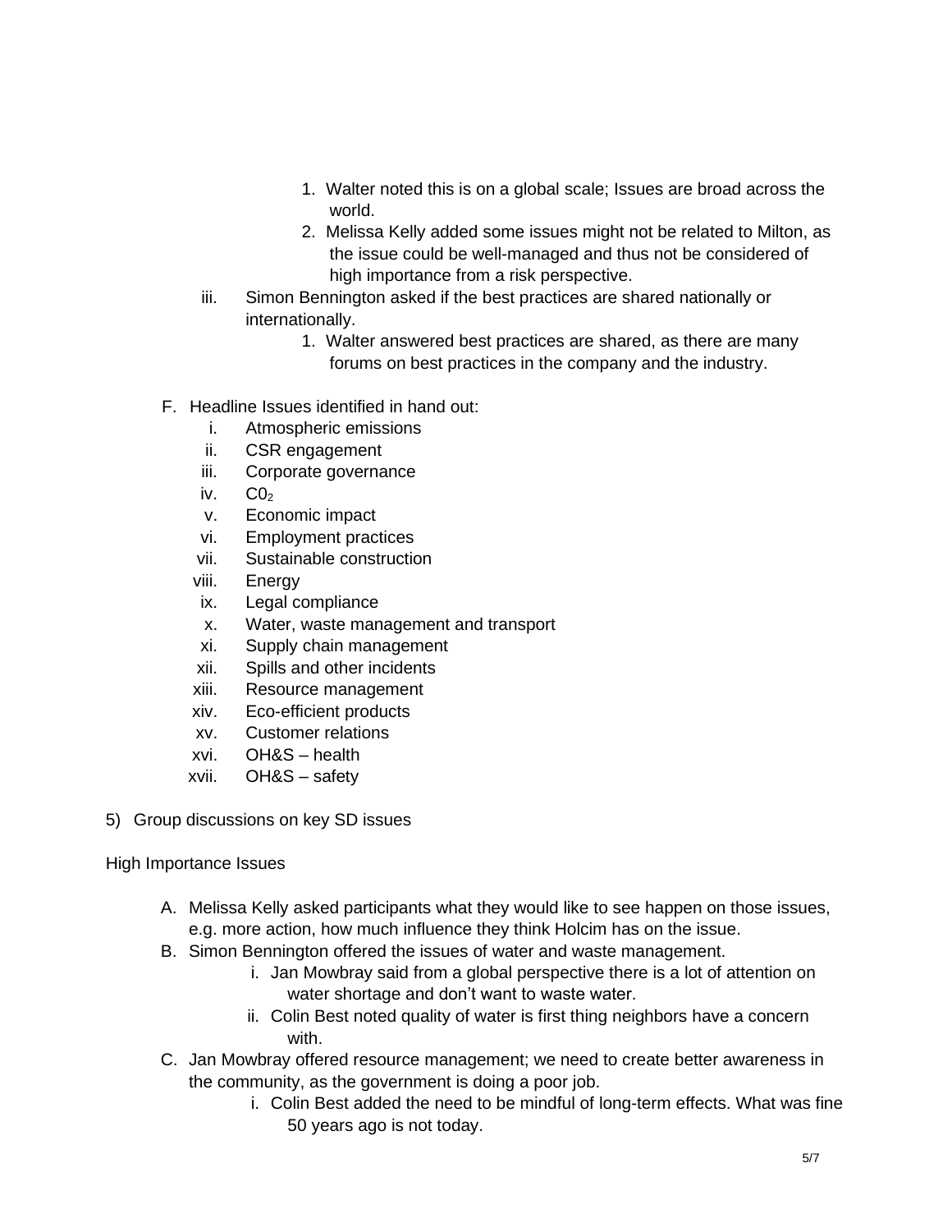1. Walter noted this is on a global scale; Issues are broad across the world.
2. Melissa Kelly added some issues might not be related to Milton, as the issue could be well-managed and thus not be considered of high importance from a risk perspective.

iii. Simon Bennington asked if the best practices are shared nationally or internationally.

1. Walter answered best practices are shared, as there are many forums on best practices in the company and the industry.

F. Headline Issues identified in hand out:

i. Atmospheric emissions
ii. CSR engagement
iii. Corporate governance
iv. $C0_2$
v. Economic impact
vi. Employment practices
vii. Sustainable construction
viii. Energy
ix. Legal compliance
x. Water, waste management and transport
xi. Supply chain management
xii. Spills and other incidents
xiii. Resource management
xiv. Eco-efficient products
xv. Customer relations
xvi. OH&S – health
xvii. OH&S – safety

5) Group discussions on key SD issues

High Importance Issues

A. Melissa Kelly asked participants what they would like to see happen on those issues, e.g. more action, how much influence they think Holcim has on the issue.

B. Simon Bennington offered the issues of water and waste management.

i. Jan Mowbray said from a global perspective there is a lot of attention on water shortage and don't want to waste water.
ii. Colin Best noted quality of water is first thing neighbors have a concern with.

C. Jan Mowbray offered resource management; we need to create better awareness in the community, as the government is doing a poor job.

i. Colin Best added the need to be mindful of long-term effects. What was fine 50 years ago is not today.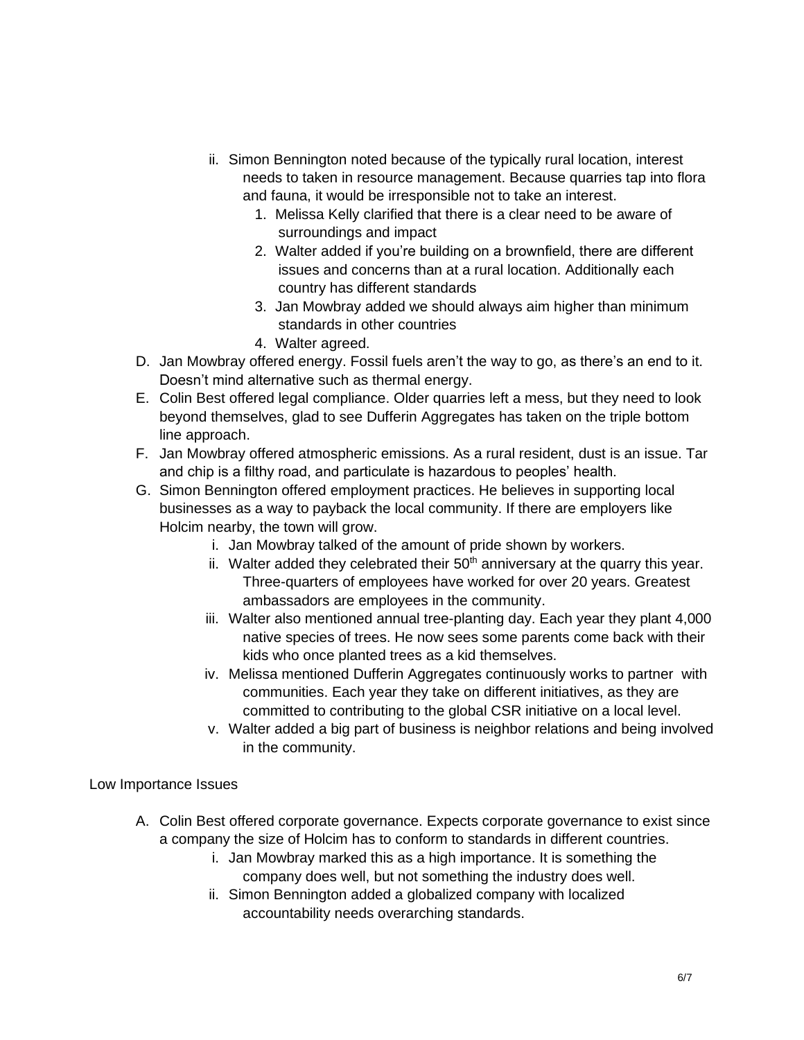ii. Simon Bennington noted because of the typically rural location, interest needs to taken in resource management. Because quarries tap into flora and fauna, it would be irresponsible not to take an interest.

1. Melissa Kelly clarified that there is a clear need to be aware of surroundings and impact
2. Walter added if you're building on a brownfield, there are different issues and concerns than at a rural location. Additionally each country has different standards
3. Jan Mowbray added we should always aim higher than minimum standards in other countries
4. Walter agreed.

D. Jan Mowbray offered energy. Fossil fuels aren't the way to go, as there's an end to it. Doesn't mind alternative such as thermal energy.

E. Colin Best offered legal compliance. Older quarries left a mess, but they need to look beyond themselves, glad to see Dufferin Aggregates has taken on the triple bottom line approach.

F. Jan Mowbray offered atmospheric emissions. As a rural resident, dust is an issue. Tar and chip is a filthy road, and particulate is hazardous to peoples' health.

G. Simon Bennington offered employment practices. He believes in supporting local businesses as a way to payback the local community. If there are employers like Holcim nearby, the town will grow.

i. Jan Mowbray talked of the amount of pride shown by workers.

ii. Walter added they celebrated their 50th anniversary at the quarry this year. Three-quarters of employees have worked for over 20 years. Greatest ambassadors are employees in the community.

iii. Walter also mentioned annual tree-planting day. Each year they plant 4,000 native species of trees. He now sees some parents come back with their kids who once planted trees as a kid themselves.

iv. Melissa mentioned Dufferin Aggregates continuously works to partner with communities. Each year they take on different initiatives, as they are committed to contributing to the global CSR initiative on a local level.

v. Walter added a big part of business is neighbor relations and being involved in the community.

Low Importance Issues

A. Colin Best offered corporate governance. Expects corporate governance to exist since a company the size of Holcim has to conform to standards in different countries.

i. Jan Mowbray marked this as a high importance. It is something the company does well, but not something the industry does well.

ii. Simon Bennington added a globalized company with localized accountability needs overarching standards.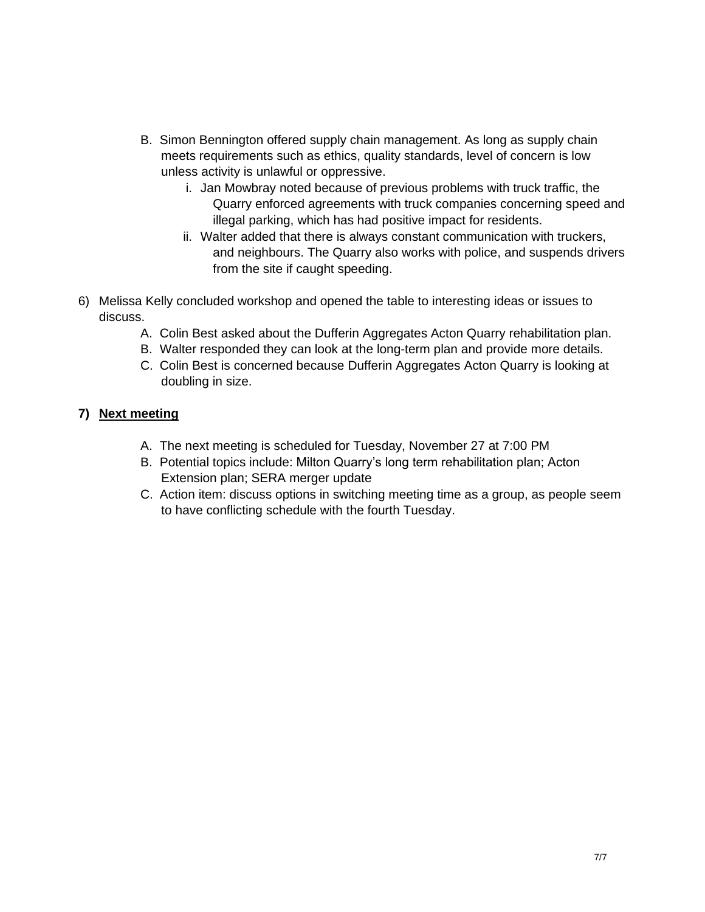B. Simon Bennington offered supply chain management. As long as supply chain meets requirements such as ethics, quality standards, level of concern is low unless activity is unlawful or oppressive.
   i. Jan Mowbray noted because of previous problems with truck traffic, the Quarry enforced agreements with truck companies concerning speed and illegal parking, which has had positive impact for residents.
   ii. Walter added that there is always constant communication with truckers, and neighbours. The Quarry also works with police, and suspends drivers from the site if caught speeding.

6) Melissa Kelly concluded workshop and opened the table to interesting ideas or issues to discuss.
   A. Colin Best asked about the Dufferin Aggregates Acton Quarry rehabilitation plan.
   B. Walter responded they can look at the long-term plan and provide more details.
   C. Colin Best is concerned because Dufferin Aggregates Acton Quarry is looking at doubling in size.

**7) <u>Next meeting</u>**

A. The next meeting is scheduled for Tuesday, November 27 at 7:00 PM
B. Potential topics include: Milton Quarry's long term rehabilitation plan; Acton Extension plan; SERA merger update
C. Action item: discuss options in switching meeting time as a group, as people seem to have conflicting schedule with the fourth Tuesday.